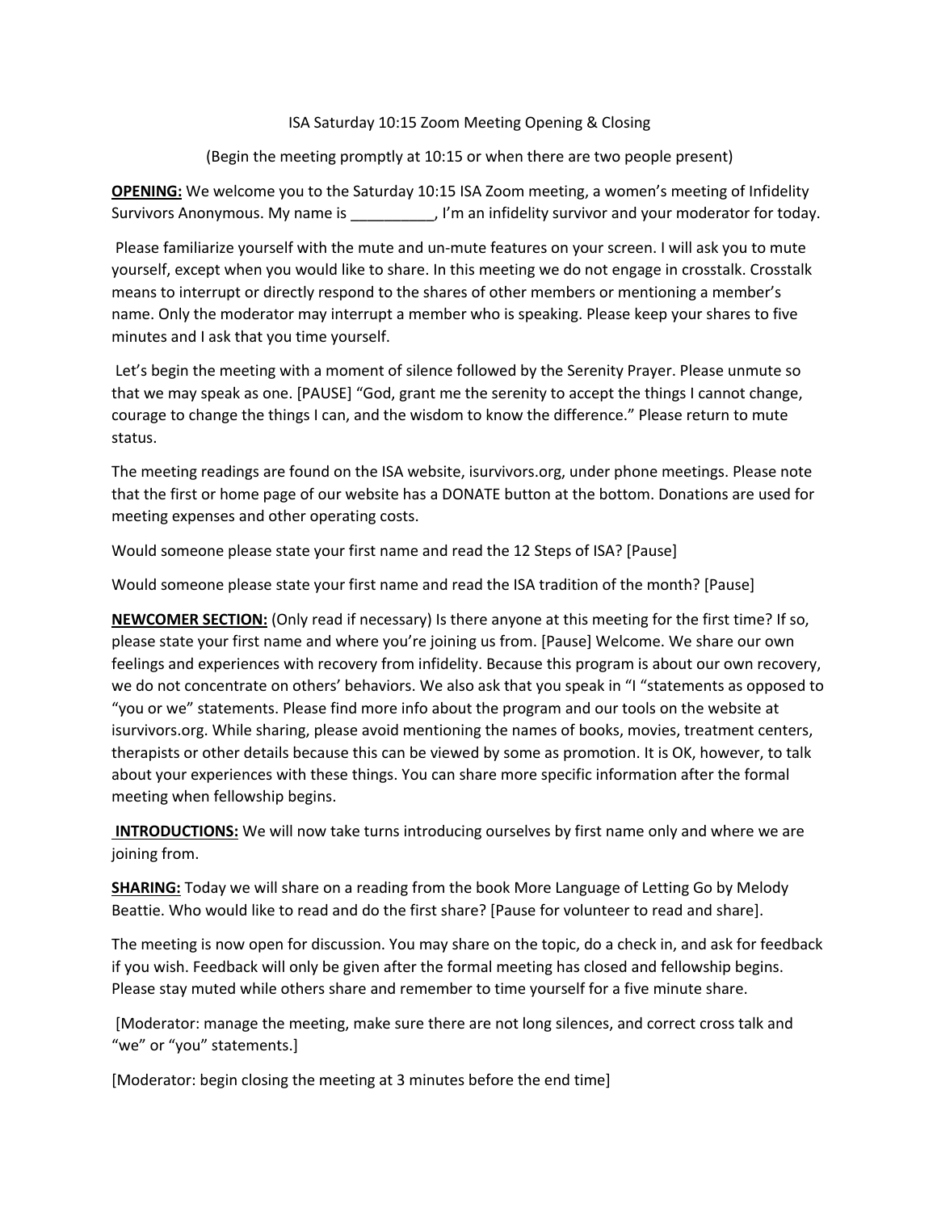ISA Saturday 10:15 Zoom Meeting Opening & Closing

(Begin the meeting promptly at 10:15 or when there are two people present)

**OPENING:** We welcome you to the Saturday 10:15 ISA Zoom meeting, a women's meeting of Infidelity Survivors Anonymous. My name is __________, I'm an infidelity survivor and your moderator for today.

Please familiarize yourself with the mute and un-mute features on your screen. I will ask you to mute yourself, except when you would like to share. In this meeting we do not engage in crosstalk. Crosstalk means to interrupt or directly respond to the shares of other members or mentioning a member's name. Only the moderator may interrupt a member who is speaking. Please keep your shares to five minutes and I ask that you time yourself.

Let's begin the meeting with a moment of silence followed by the Serenity Prayer. Please unmute so that we may speak as one. [PAUSE] "God, grant me the serenity to accept the things I cannot change, courage to change the things I can, and the wisdom to know the difference." Please return to mute status.

The meeting readings are found on the ISA website, isurvivors.org, under phone meetings. Please note that the first or home page of our website has a DONATE button at the bottom. Donations are used for meeting expenses and other operating costs.

Would someone please state your first name and read the 12 Steps of ISA? [Pause]

Would someone please state your first name and read the ISA tradition of the month? [Pause]

**NEWCOMER SECTION:** (Only read if necessary) Is there anyone at this meeting for the first time? If so, please state your first name and where you're joining us from. [Pause] Welcome. We share our own feelings and experiences with recovery from infidelity. Because this program is about our own recovery, we do not concentrate on others' behaviors. We also ask that you speak in "I "statements as opposed to "you or we" statements. Please find more info about the program and our tools on the website at isurvivors.org. While sharing, please avoid mentioning the names of books, movies, treatment centers, therapists or other details because this can be viewed by some as promotion. It is OK, however, to talk about your experiences with these things. You can share more specific information after the formal meeting when fellowship begins.

**INTRODUCTIONS:** We will now take turns introducing ourselves by first name only and where we are joining from.

**SHARING:** Today we will share on a reading from the book More Language of Letting Go by Melody Beattie. Who would like to read and do the first share? [Pause for volunteer to read and share].

The meeting is now open for discussion. You may share on the topic, do a check in, and ask for feedback if you wish. Feedback will only be given after the formal meeting has closed and fellowship begins. Please stay muted while others share and remember to time yourself for a five minute share.

[Moderator: manage the meeting, make sure there are not long silences, and correct cross talk and "we" or "you" statements.]

[Moderator: begin closing the meeting at 3 minutes before the end time]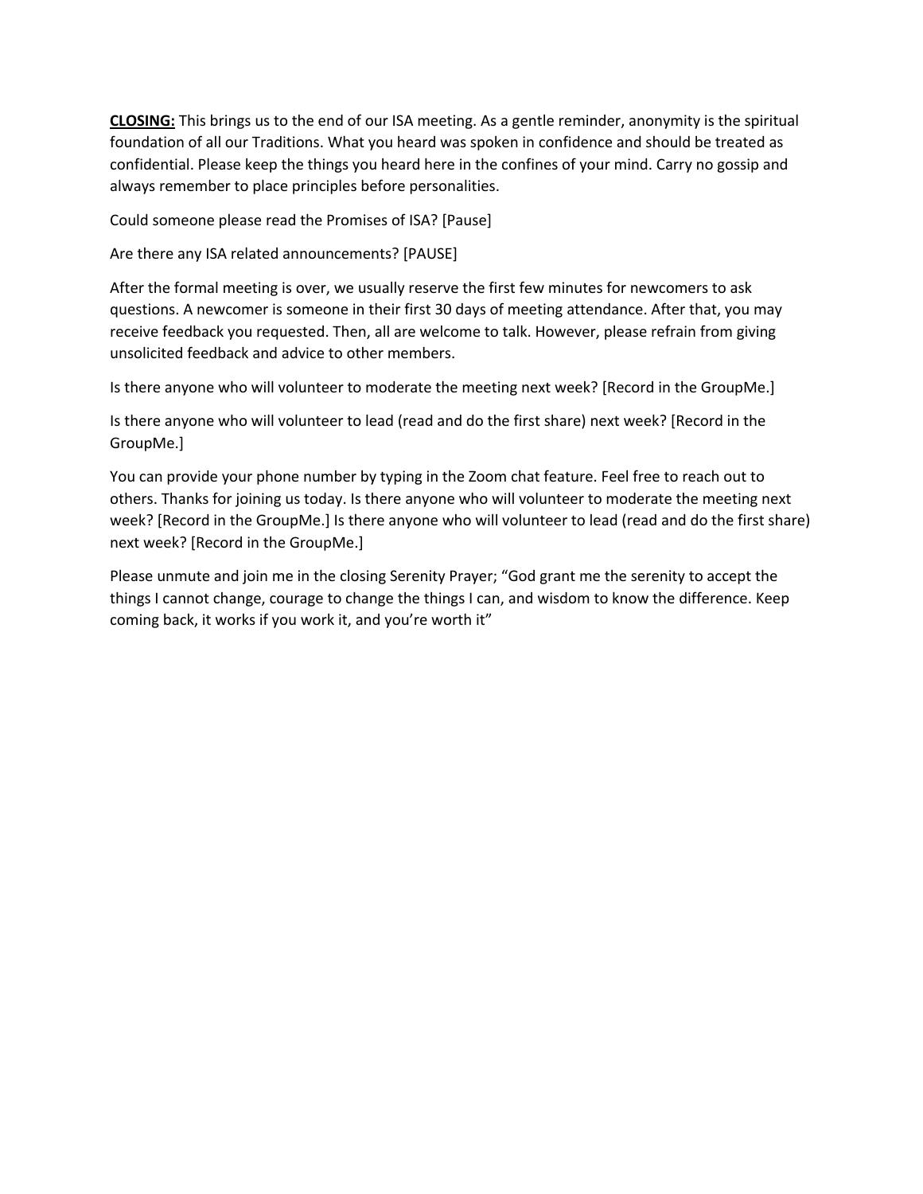**<u>CLOSING:</u>** This brings us to the end of our ISA meeting. As a gentle reminder, anonymity is the spiritual foundation of all our Traditions. What you heard was spoken in confidence and should be treated as confidential. Please keep the things you heard here in the confines of your mind. Carry no gossip and always remember to place principles before personalities.

Could someone please read the Promises of ISA? [Pause]

Are there any ISA related announcements? [PAUSE]

After the formal meeting is over, we usually reserve the first few minutes for newcomers to ask questions. A newcomer is someone in their first 30 days of meeting attendance. After that, you may receive feedback you requested. Then, all are welcome to talk. However, please refrain from giving unsolicited feedback and advice to other members.

Is there anyone who will volunteer to moderate the meeting next week? [Record in the GroupMe.]

Is there anyone who will volunteer to lead (read and do the first share) next week? [Record in the GroupMe.]

You can provide your phone number by typing in the Zoom chat feature. Feel free to reach out to others. Thanks for joining us today. Is there anyone who will volunteer to moderate the meeting next week? [Record in the GroupMe.] Is there anyone who will volunteer to lead (read and do the first share) next week? [Record in the GroupMe.]

Please unmute and join me in the closing Serenity Prayer; "God grant me the serenity to accept the things I cannot change, courage to change the things I can, and wisdom to know the difference. Keep coming back, it works if you work it, and you're worth it"